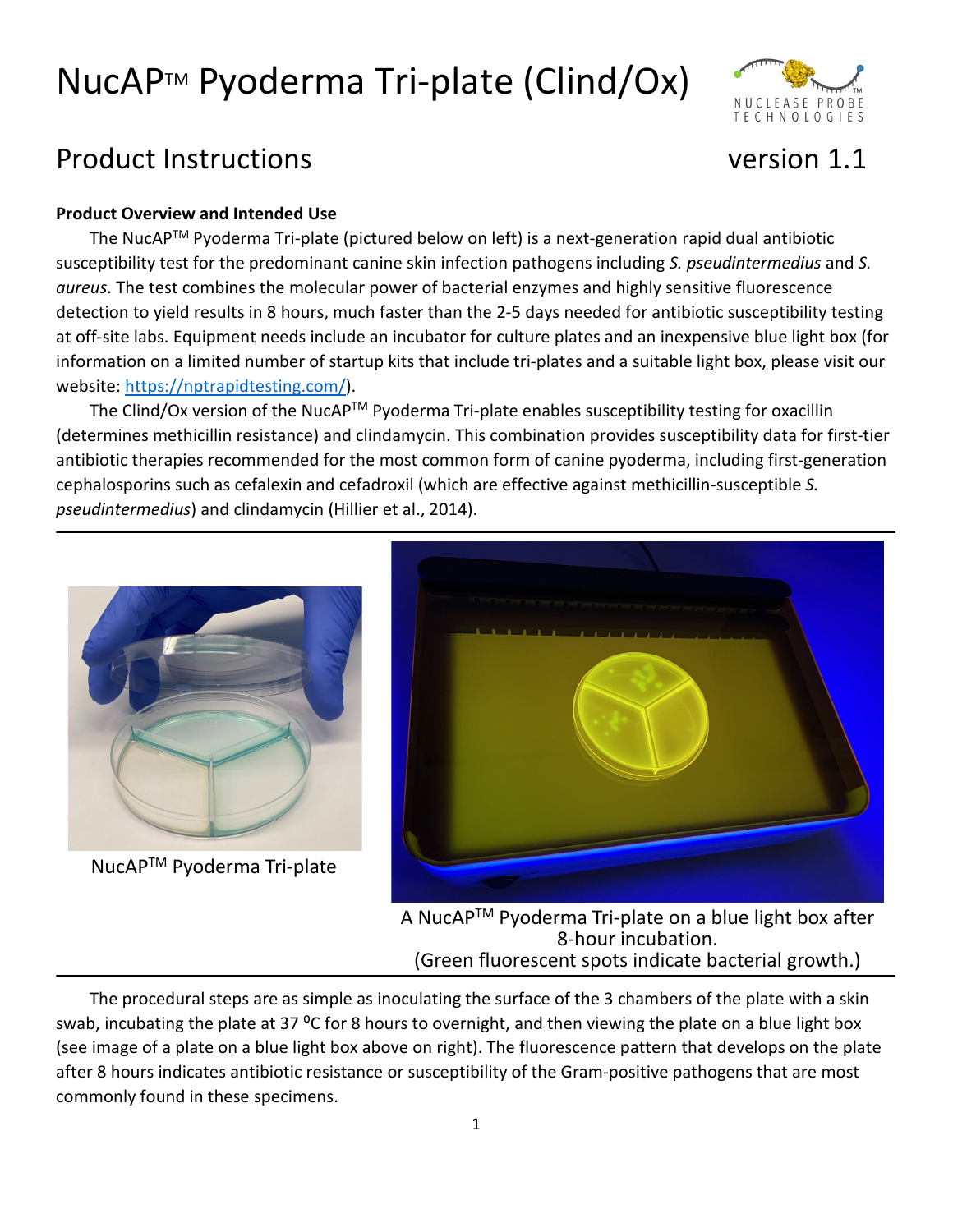# NucAP™ Pyoderma Tri-plate (Clind/Ox)

## Product Instructions version 1.1

**Product Overview and Intended Use**

The NucAP™ Pyoderma Tri-plate (pictured below on left) is a next-generation rapid dual antibiotic susceptibility test for the predominant canine skin infection pathogens including *S. pseudintermedius* and *S. aureus*. The test combines the molecular power of bacterial enzymes and highly sensitive fluorescence detection to yield results in 8 hours, much faster than the 2-5 days needed for antibiotic susceptibility testing at off-site labs. Equipment needs include an incubator for culture plates and an inexpensive blue light box (for information on a limited number of startup kits that include tri-plates and a suitable light box, please visit our website: [https://nptrapidtesting.com/](https://nptrapidtesting.com/)).

The Clind/Ox version of the NucAP™ Pyoderma Tri-plate enables susceptibility testing for oxacillin (determines methicillin resistance) and clindamycin. This combination provides susceptibility data for first-tier antibiotic therapies recommended for the most common form of canine pyoderma, including first-generation cephalosporins such as cefalexin and cefadroxil (which are effective against methicillin-susceptible *S. pseudintermedius*) and clindamycin (Hillier et al., 2014).

NucAP™ Pyoderma Tri-plate

A NucAP™ Pyoderma Tri-plate on a blue light box after 8-hour incubation.
(Green fluorescent spots indicate bacterial growth.)

The procedural steps are as simple as inoculating the surface of the 3 chambers of the plate with a skin swab, incubating the plate at 37 °C for 8 hours to overnight, and then viewing the plate on a blue light box (see image of a plate on a blue light box above on right). The fluorescence pattern that develops on the plate after 8 hours indicates antibiotic resistance or susceptibility of the Gram-positive pathogens that are most commonly found in these specimens.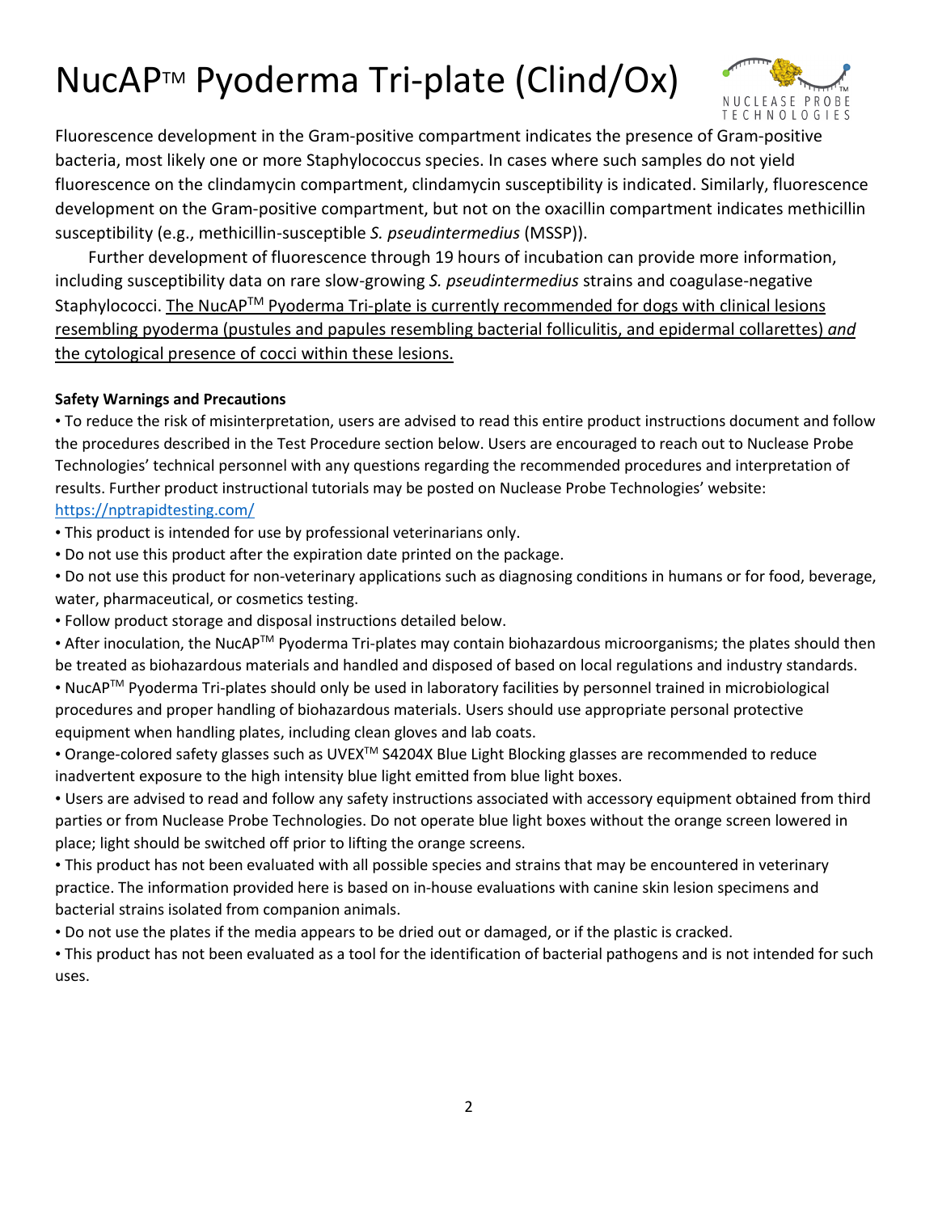Fluorescence development in the Gram-positive compartment indicates the presence of Gram-positive bacteria, most likely one or more Staphylococcus species. In cases where such samples do not yield fluorescence on the clindamycin compartment, clindamycin susceptibility is indicated. Similarly, fluorescence development on the Gram-positive compartment, but not on the oxacillin compartment indicates methicillin susceptibility (e.g., methicillin-susceptible *S. pseudintermedius* (MSSP)).

Further development of fluorescence through 19 hours of incubation can provide more information, including susceptibility data on rare slow-growing *S. pseudintermedius* strains and coagulase-negative Staphylococci. <u>The NucAP™ Pyoderma Tri-plate is currently recommended for dogs with clinical lesions resembling pyoderma (pustules and papules resembling bacterial folliculitis, and epidermal collarettes) *and* the cytological presence of cocci within these lesions.</u>

**Safety Warnings and Precautions**

- To reduce the risk of misinterpretation, users are advised to read this entire product instructions document and follow the procedures described in the Test Procedure section below. Users are encouraged to reach out to Nuclease Probe Technologies' technical personnel with any questions regarding the recommended procedures and interpretation of results. Further product instructional tutorials may be posted on Nuclease Probe Technologies' website: https://nptrapidtesting.com/
- This product is intended for use by professional veterinarians only.
- Do not use this product after the expiration date printed on the package.
- Do not use this product for non-veterinary applications such as diagnosing conditions in humans or for food, beverage, water, pharmaceutical, or cosmetics testing.
- Follow product storage and disposal instructions detailed below.
- After inoculation, the NucAP™ Pyoderma Tri-plates may contain biohazardous microorganisms; the plates should then be treated as biohazardous materials and handled and disposed of based on local regulations and industry standards.
- NucAP™ Pyoderma Tri-plates should only be used in laboratory facilities by personnel trained in microbiological procedures and proper handling of biohazardous materials. Users should use appropriate personal protective equipment when handling plates, including clean gloves and lab coats.
- Orange-colored safety glasses such as UVEX™ S4204X Blue Light Blocking glasses are recommended to reduce inadvertent exposure to the high intensity blue light emitted from blue light boxes.
- Users are advised to read and follow any safety instructions associated with accessory equipment obtained from third parties or from Nuclease Probe Technologies. Do not operate blue light boxes without the orange screen lowered in place; light should be switched off prior to lifting the orange screens.
- This product has not been evaluated with all possible species and strains that may be encountered in veterinary practice. The information provided here is based on in-house evaluations with canine skin lesion specimens and bacterial strains isolated from companion animals.
- Do not use the plates if the media appears to be dried out or damaged, or if the plastic is cracked.
- This product has not been evaluated as a tool for the identification of bacterial pathogens and is not intended for such uses.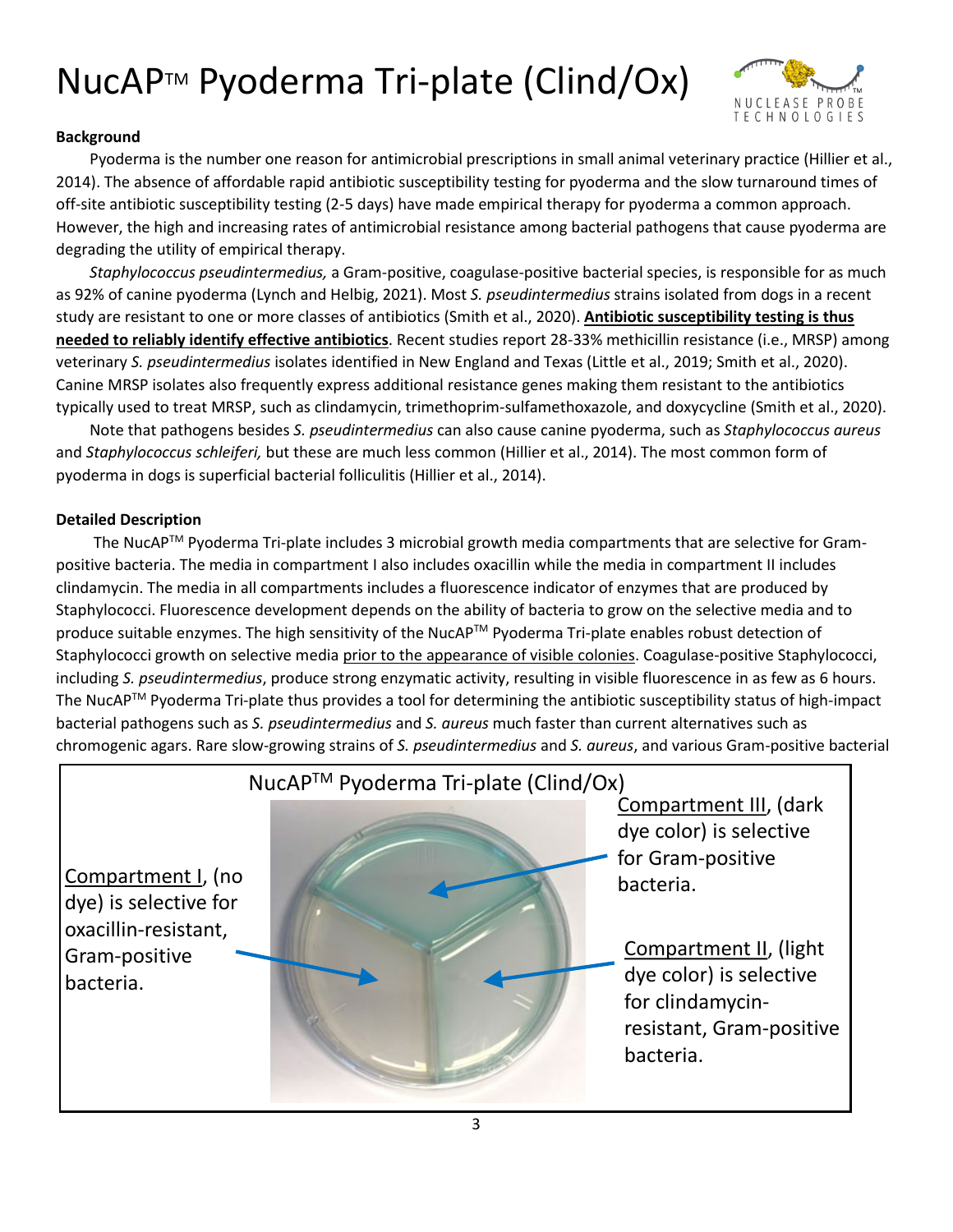# NucAP™ Pyoderma Tri-plate (Clind/Ox)

**Background**

Pyoderma is the number one reason for antimicrobial prescriptions in small animal veterinary practice (Hillier et al., 2014). The absence of affordable rapid antibiotic susceptibility testing for pyoderma and the slow turnaround times of off-site antibiotic susceptibility testing (2-5 days) have made empirical therapy for pyoderma a common approach. However, the high and increasing rates of antimicrobial resistance among bacterial pathogens that cause pyoderma are degrading the utility of empirical therapy.

*Staphylococcus pseudintermedius,* a Gram-positive, coagulase-positive bacterial species, is responsible for as much as 92% of canine pyoderma (Lynch and Helbig, 2021). Most *S. pseudintermedius* strains isolated from dogs in a recent study are resistant to one or more classes of antibiotics (Smith et al., 2020). **Antibiotic susceptibility testing is thus needed to reliably identify effective antibiotics**. Recent studies report 28-33% methicillin resistance (i.e., MRSP) among veterinary *S. pseudintermedius* isolates identified in New England and Texas (Little et al., 2019; Smith et al., 2020). Canine MRSP isolates also frequently express additional resistance genes making them resistant to the antibiotics typically used to treat MRSP, such as clindamycin, trimethoprim-sulfamethoxazole, and doxycycline (Smith et al., 2020).

Note that pathogens besides *S. pseudintermedius* can also cause canine pyoderma, such as *Staphylococcus aureus* and *Staphylococcus schleiferi,* but these are much less common (Hillier et al., 2014). The most common form of pyoderma in dogs is superficial bacterial folliculitis (Hillier et al., 2014).

**Detailed Description**

The NucAP™ Pyoderma Tri-plate includes 3 microbial growth media compartments that are selective for Gram-positive bacteria. The media in compartment I also includes oxacillin while the media in compartment II includes clindamycin. The media in all compartments includes a fluorescence indicator of enzymes that are produced by Staphylococci. Fluorescence development depends on the ability of bacteria to grow on the selective media and to produce suitable enzymes. The high sensitivity of the NucAP™ Pyoderma Tri-plate enables robust detection of Staphylococci growth on selective media prior to the appearance of visible colonies. Coagulase-positive Staphylococci, including *S. pseudintermedius*, produce strong enzymatic activity, resulting in visible fluorescence in as few as 6 hours. The NucAP™ Pyoderma Tri-plate thus provides a tool for determining the antibiotic susceptibility status of high-impact bacterial pathogens such as *S. pseudintermedius* and *S. aureus* much faster than current alternatives such as chromogenic agars. Rare slow-growing strains of *S. pseudintermedius* and *S. aureus*, and various Gram-positive bacterial

NucAP™ Pyoderma Tri-plate (Clind/Ox)

Compartment I, (no dye) is selective for oxacillin-resistant, Gram-positive bacteria.

Compartment III, (dark dye color) is selective for Gram-positive bacteria.

Compartment II, (light dye color) is selective for clindamycin-resistant, Gram-positive bacteria.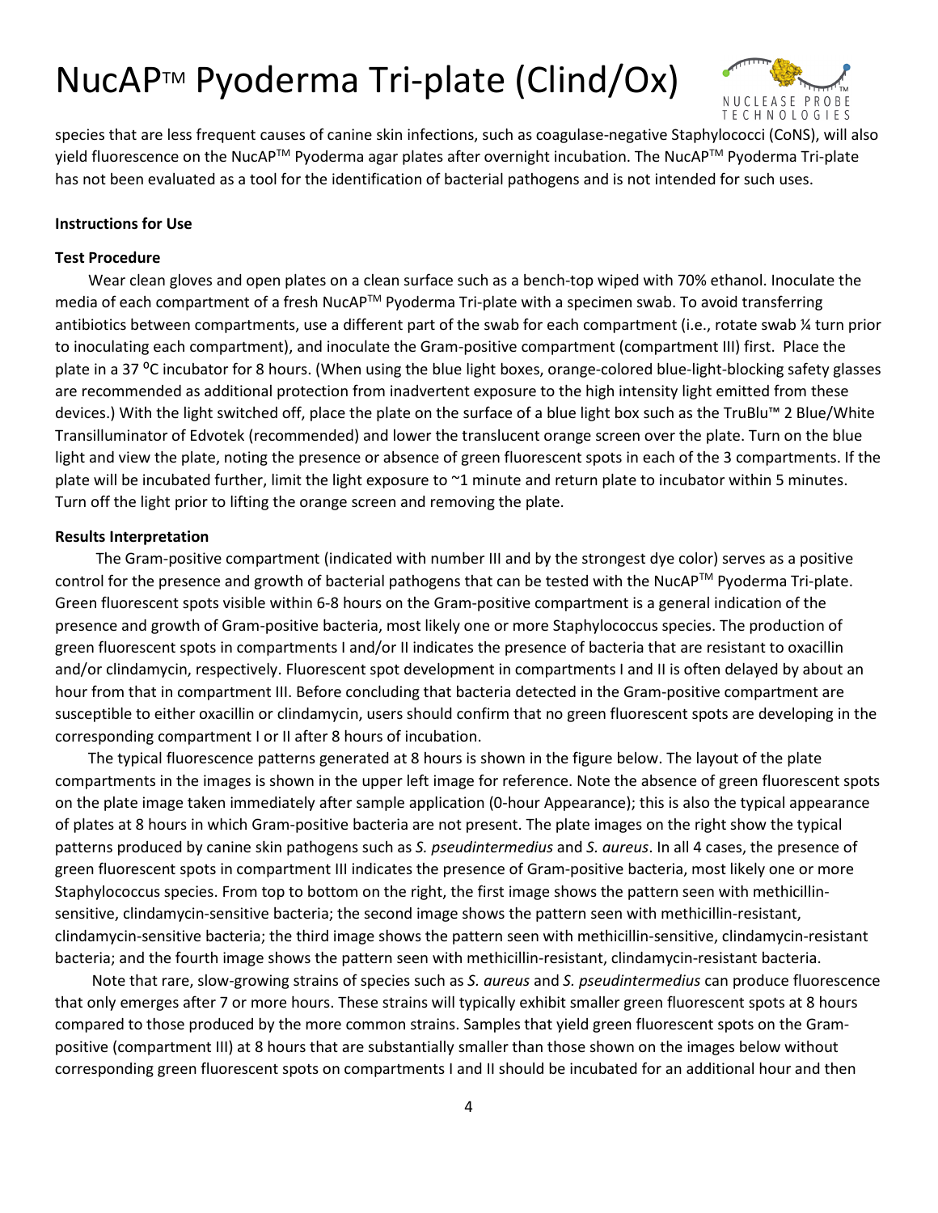species that are less frequent causes of canine skin infections, such as coagulase-negative Staphylococci (CoNS), will also yield fluorescence on the NucAP™ Pyoderma agar plates after overnight incubation. The NucAP™ Pyoderma Tri-plate has not been evaluated as a tool for the identification of bacterial pathogens and is not intended for such uses.

**Instructions for Use**

**Test Procedure**

Wear clean gloves and open plates on a clean surface such as a bench-top wiped with 70% ethanol. Inoculate the media of each compartment of a fresh NucAP™ Pyoderma Tri-plate with a specimen swab. To avoid transferring antibiotics between compartments, use a different part of the swab for each compartment (i.e., rotate swab ¼ turn prior to inoculating each compartment), and inoculate the Gram-positive compartment (compartment III) first. Place the plate in a 37 ºC incubator for 8 hours. (When using the blue light boxes, orange-colored blue-light-blocking safety glasses are recommended as additional protection from inadvertent exposure to the high intensity light emitted from these devices.) With the light switched off, place the plate on the surface of a blue light box such as the TruBlu™ 2 Blue/White Transilluminator of Edvotek (recommended) and lower the translucent orange screen over the plate. Turn on the blue light and view the plate, noting the presence or absence of green fluorescent spots in each of the 3 compartments. If the plate will be incubated further, limit the light exposure to ~1 minute and return plate to incubator within 5 minutes. Turn off the light prior to lifting the orange screen and removing the plate.

**Results Interpretation**

The Gram-positive compartment (indicated with number III and by the strongest dye color) serves as a positive control for the presence and growth of bacterial pathogens that can be tested with the NucAP™ Pyoderma Tri-plate. Green fluorescent spots visible within 6-8 hours on the Gram-positive compartment is a general indication of the presence and growth of Gram-positive bacteria, most likely one or more Staphylococcus species. The production of green fluorescent spots in compartments I and/or II indicates the presence of bacteria that are resistant to oxacillin and/or clindamycin, respectively. Fluorescent spot development in compartments I and II is often delayed by about an hour from that in compartment III. Before concluding that bacteria detected in the Gram-positive compartment are susceptible to either oxacillin or clindamycin, users should confirm that no green fluorescent spots are developing in the corresponding compartment I or II after 8 hours of incubation.

The typical fluorescence patterns generated at 8 hours is shown in the figure below. The layout of the plate compartments in the images is shown in the upper left image for reference. Note the absence of green fluorescent spots on the plate image taken immediately after sample application (0-hour Appearance); this is also the typical appearance of plates at 8 hours in which Gram-positive bacteria are not present. The plate images on the right show the typical patterns produced by canine skin pathogens such as *S. pseudintermedius* and *S. aureus*. In all 4 cases, the presence of green fluorescent spots in compartment III indicates the presence of Gram-positive bacteria, most likely one or more Staphylococcus species. From top to bottom on the right, the first image shows the pattern seen with methicillin-sensitive, clindamycin-sensitive bacteria; the second image shows the pattern seen with methicillin-resistant, clindamycin-sensitive bacteria; the third image shows the pattern seen with methicillin-sensitive, clindamycin-resistant bacteria; and the fourth image shows the pattern seen with methicillin-resistant, clindamycin-resistant bacteria.

Note that rare, slow-growing strains of species such as *S. aureus* and *S. pseudintermedius* can produce fluorescence that only emerges after 7 or more hours. These strains will typically exhibit smaller green fluorescent spots at 8 hours compared to those produced by the more common strains. Samples that yield green fluorescent spots on the Gram-positive (compartment III) at 8 hours that are substantially smaller than those shown on the images below without corresponding green fluorescent spots on compartments I and II should be incubated for an additional hour and then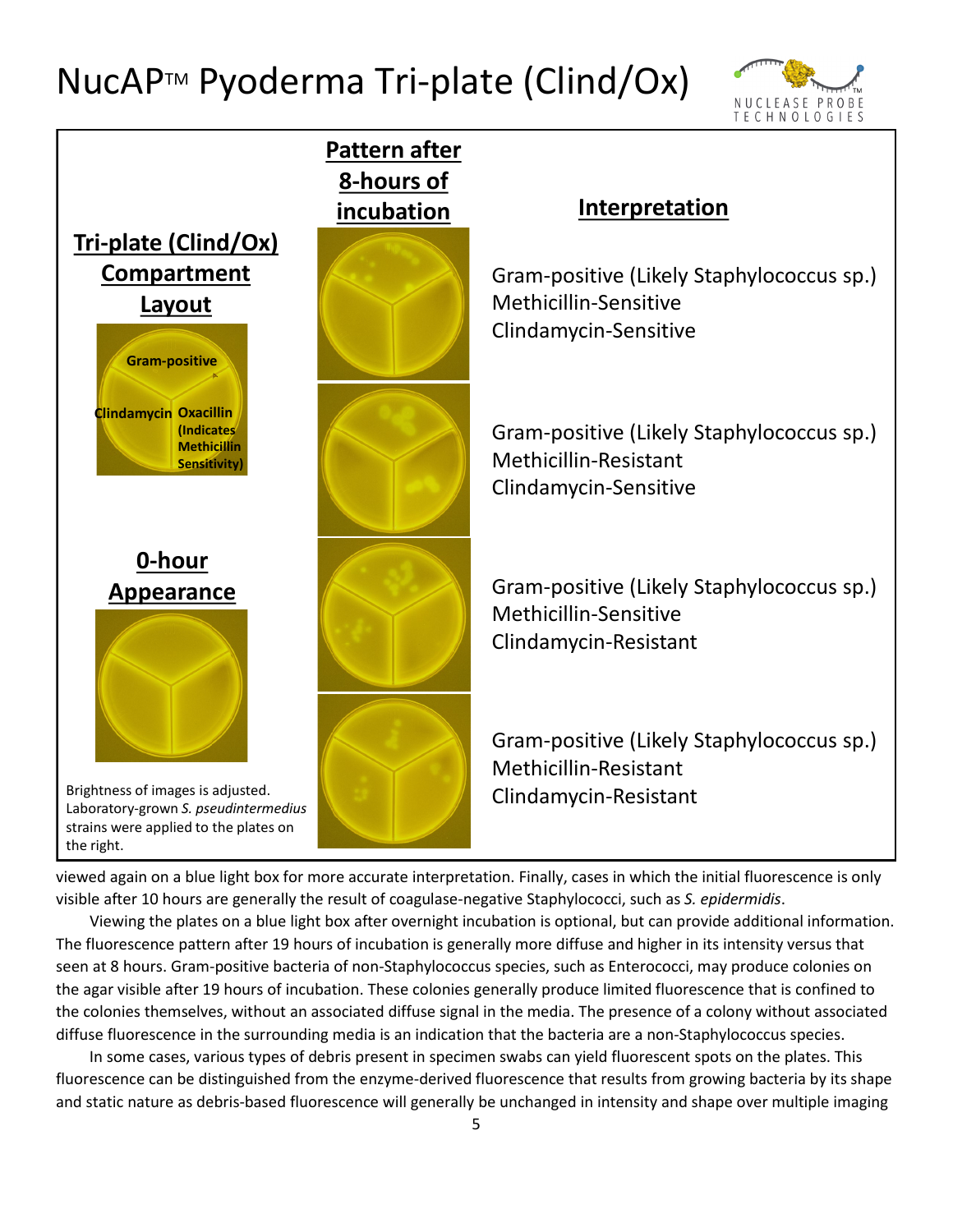# NucAP™ Pyoderma Tri-plate (Clind/Ox)

| Tri-plate (Clind/Ox) Compartment Layout | Pattern after 8-hours of incubation | Interpretation |
|---|---|---|
| Gram-positive; Clindamycin; Oxacillin (Indicates Methicillin Sensitivity) | | Gram-positive (Likely Staphylococcus sp.) Methicillin-Sensitive Clindamycin-Sensitive |
| | | Gram-positive (Likely Staphylococcus sp.) Methicillin-Resistant Clindamycin-Sensitive |
| **0-hour Appearance** | | Gram-positive (Likely Staphylococcus sp.) Methicillin-Sensitive Clindamycin-Resistant |
| Brightness of images is adjusted. Laboratory-grown *S. pseudintermedius* strains were applied to the plates on the right. | | Gram-positive (Likely Staphylococcus sp.) Methicillin-Resistant Clindamycin-Resistant |

viewed again on a blue light box for more accurate interpretation. Finally, cases in which the initial fluorescence is only visible after 10 hours are generally the result of coagulase-negative Staphylococci, such as *S. epidermidis*.

Viewing the plates on a blue light box after overnight incubation is optional, but can provide additional information. The fluorescence pattern after 19 hours of incubation is generally more diffuse and higher in its intensity versus that seen at 8 hours. Gram-positive bacteria of non-Staphylococcus species, such as Enterococci, may produce colonies on the agar visible after 19 hours of incubation. These colonies generally produce limited fluorescence that is confined to the colonies themselves, without an associated diffuse signal in the media. The presence of a colony without associated diffuse fluorescence in the surrounding media is an indication that the bacteria are a non-Staphylococcus species.

In some cases, various types of debris present in specimen swabs can yield fluorescent spots on the plates. This fluorescence can be distinguished from the enzyme-derived fluorescence that results from growing bacteria by its shape and static nature as debris-based fluorescence will generally be unchanged in intensity and shape over multiple imaging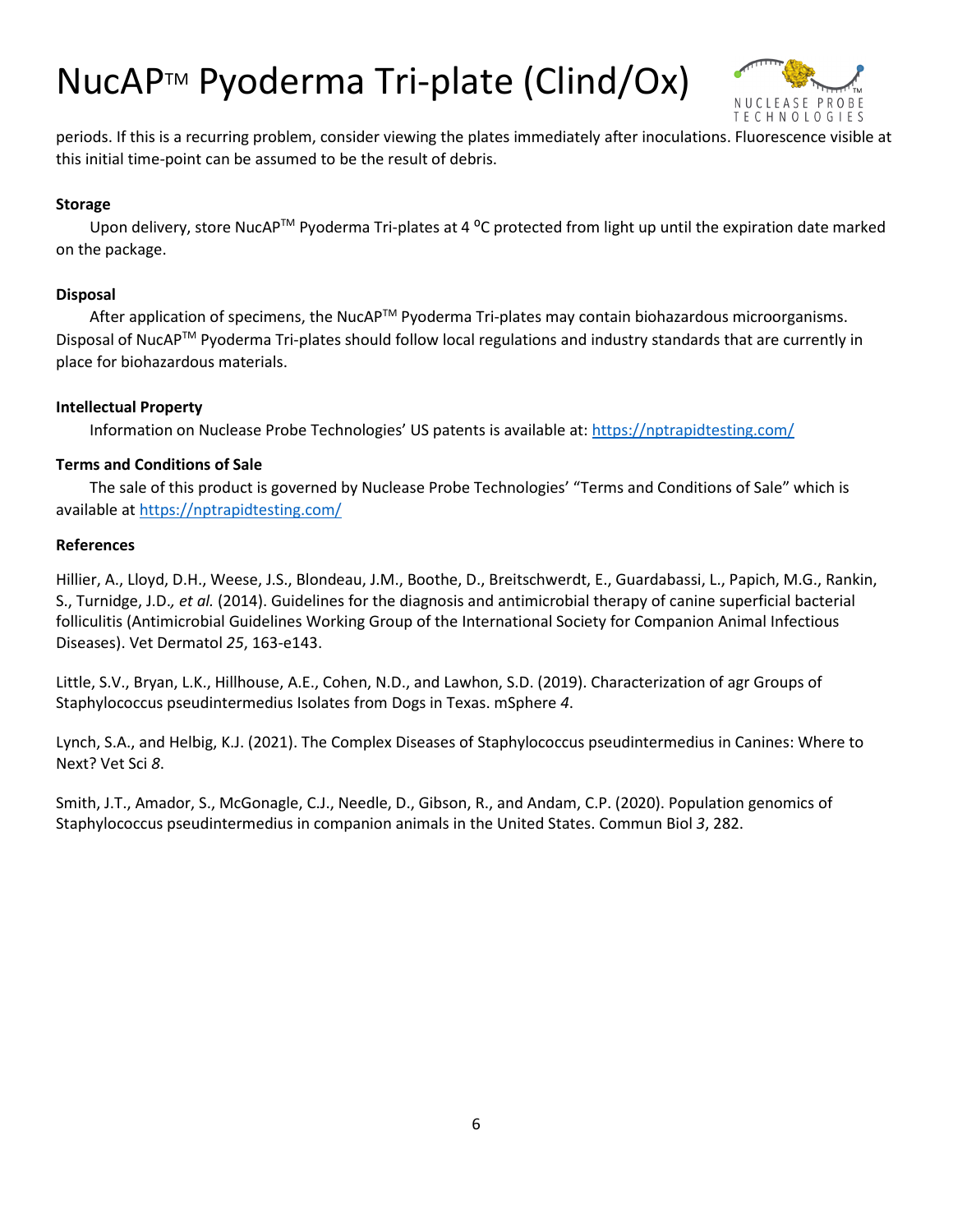periods. If this is a recurring problem, consider viewing the plates immediately after inoculations. Fluorescence visible at this initial time-point can be assumed to be the result of debris.

**Storage**

Upon delivery, store NucAP™ Pyoderma Tri-plates at 4 °C protected from light up until the expiration date marked on the package.

**Disposal**

After application of specimens, the NucAP™ Pyoderma Tri-plates may contain biohazardous microorganisms. Disposal of NucAP™ Pyoderma Tri-plates should follow local regulations and industry standards that are currently in place for biohazardous materials.

**Intellectual Property**

Information on Nuclease Probe Technologies' US patents is available at: https://nptrapidtesting.com/

**Terms and Conditions of Sale**

The sale of this product is governed by Nuclease Probe Technologies' "Terms and Conditions of Sale" which is available at https://nptrapidtesting.com/

**References**

Hillier, A., Lloyd, D.H., Weese, J.S., Blondeau, J.M., Boothe, D., Breitschwerdt, E., Guardabassi, L., Papich, M.G., Rankin, S., Turnidge, J.D., *et al.* (2014). Guidelines for the diagnosis and antimicrobial therapy of canine superficial bacterial folliculitis (Antimicrobial Guidelines Working Group of the International Society for Companion Animal Infectious Diseases). Vet Dermatol *25*, 163-e143.

Little, S.V., Bryan, L.K., Hillhouse, A.E., Cohen, N.D., and Lawhon, S.D. (2019). Characterization of agr Groups of Staphylococcus pseudintermedius Isolates from Dogs in Texas. mSphere *4*.

Lynch, S.A., and Helbig, K.J. (2021). The Complex Diseases of Staphylococcus pseudintermedius in Canines: Where to Next? Vet Sci *8*.

Smith, J.T., Amador, S., McGonagle, C.J., Needle, D., Gibson, R., and Andam, C.P. (2020). Population genomics of Staphylococcus pseudintermedius in companion animals in the United States. Commun Biol *3*, 282.